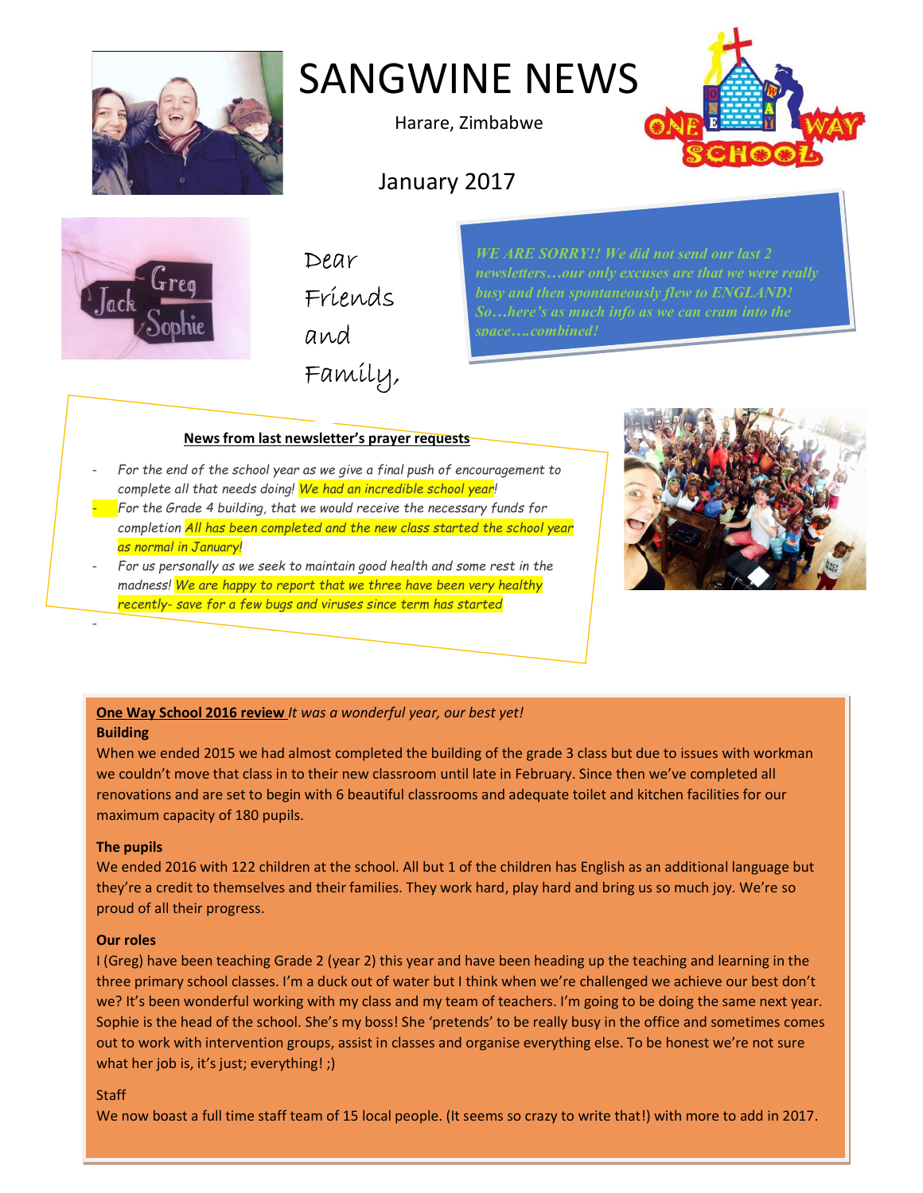# SANGWINE NEWS

Harare, Zimbabwe

January 2017

Dear Friends and Family,

*WE ARE SORRY!! We did not send our last 2 newsletters…our only excuses are that we were really busy and then spontaneously flew to ENGLAND! So…here's as much info as we can cram into the space….combined!*

**News from last newsletter's prayer requests**

- *For the end of the school year as we give a final push of encouragement to complete all that needs doing! We had an incredible school year!*
- *For the Grade 4 building, that we would receive the necessary funds for completion All has been completed and the new class started the school year as normal in January!*
- *For us personally as we seek to maintain good health and some rest in the madness! We are happy to report that we three have been very healthy recently- save for a few bugs and viruses since term has started*
-

**One Way School 2016 review** *It was a wonderful year, our best yet!*

**Building**

When we ended 2015 we had almost completed the building of the grade 3 class but due to issues with workman we couldn't move that class in to their new classroom until late in February. Since then we've completed all renovations and are set to begin with 6 beautiful classrooms and adequate toilet and kitchen facilities for our maximum capacity of 180 pupils.

**The pupils**

We ended 2016 with 122 children at the school. All but 1 of the children has English as an additional language but they're a credit to themselves and their families. They work hard, play hard and bring us so much joy. We're so proud of all their progress.

**Our roles**

I (Greg) have been teaching Grade 2 (year 2) this year and have been heading up the teaching and learning in the three primary school classes. I'm a duck out of water but I think when we're challenged we achieve our best don't we? It's been wonderful working with my class and my team of teachers. I'm going to be doing the same next year. Sophie is the head of the school. She's my boss! She 'pretends' to be really busy in the office and sometimes comes out to work with intervention groups, assist in classes and organise everything else. To be honest we're not sure what her job is, it's just; everything! ;)

Staff

We now boast a full time staff team of 15 local people. (It seems so crazy to write that!) with more to add in 2017.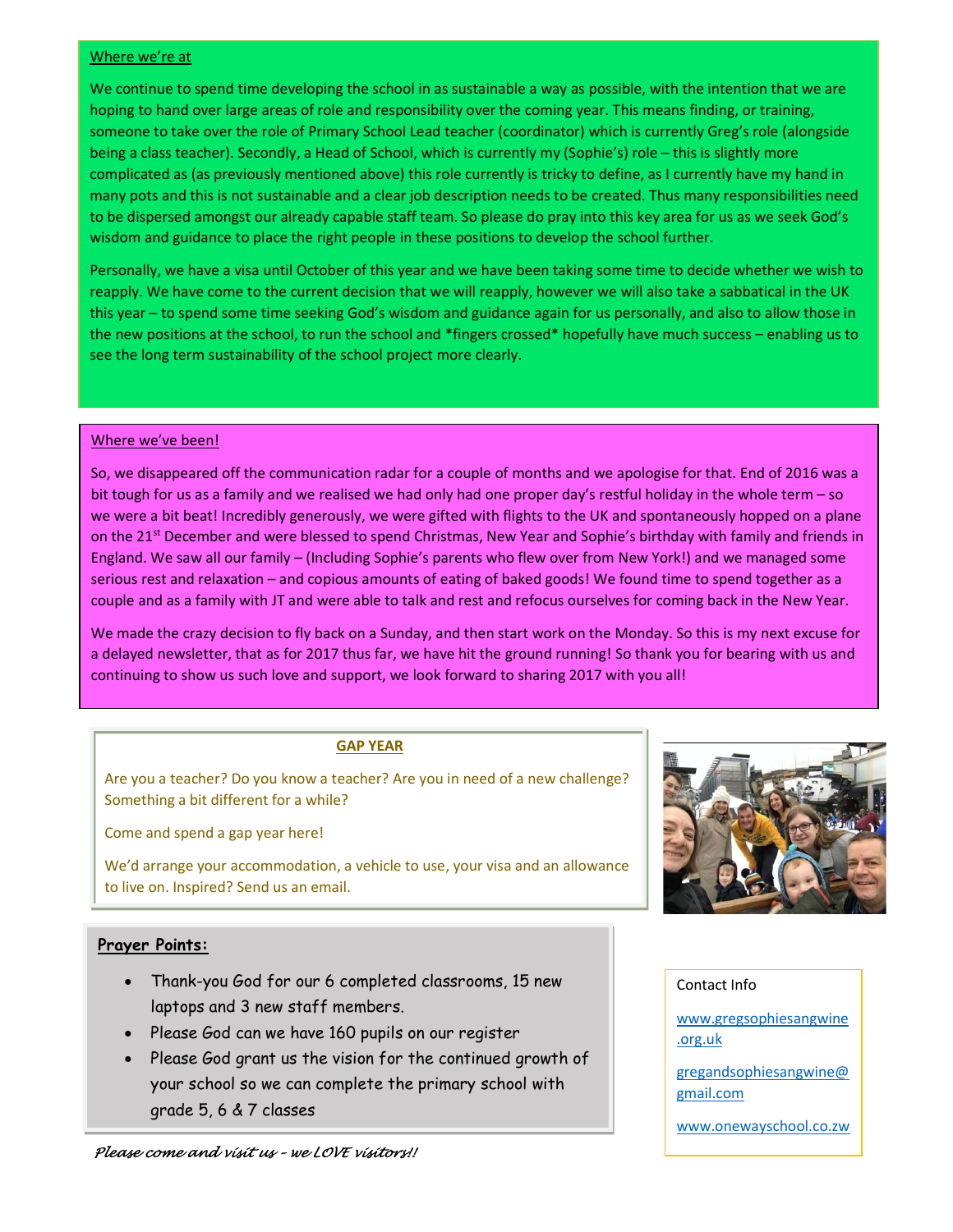## Where we're at

We continue to spend time developing the school in as sustainable a way as possible, with the intention that we are hoping to hand over large areas of role and responsibility over the coming year. This means finding, or training, someone to take over the role of Primary School Lead teacher (coordinator) which is currently Greg's role (alongside being a class teacher). Secondly, a Head of School, which is currently my (Sophie's) role – this is slightly more complicated as (as previously mentioned above) this role currently is tricky to define, as I currently have my hand in many pots and this is not sustainable and a clear job description needs to be created. Thus many responsibilities need to be dispersed amongst our already capable staff team. So please do pray into this key area for us as we seek God's wisdom and guidance to place the right people in these positions to develop the school further.

Personally, we have a visa until October of this year and we have been taking some time to decide whether we wish to reapply. We have come to the current decision that we will reapply, however we will also take a sabbatical in the UK this year – to spend some time seeking God's wisdom and guidance again for us personally, and also to allow those in the new positions at the school, to run the school and *fingers crossed* hopefully have much success – enabling us to see the long term sustainability of the school project more clearly.

## Where we've been!

So, we disappeared off the communication radar for a couple of months and we apologise for that. End of 2016 was a bit tough for us as a family and we realised we had only had one proper day's restful holiday in the whole term – so we were a bit beat! Incredibly generously, we were gifted with flights to the UK and spontaneously hopped on a plane on the 21st December and were blessed to spend Christmas, New Year and Sophie's birthday with family and friends in England. We saw all our family – (Including Sophie's parents who flew over from New York!) and we managed some serious rest and relaxation – and copious amounts of eating of baked goods! We found time to spend together as a couple and as a family with JT and were able to talk and rest and refocus ourselves for coming back in the New Year.

We made the crazy decision to fly back on a Sunday, and then start work on the Monday. So this is my next excuse for a delayed newsletter, that as for 2017 thus far, we have hit the ground running! So thank you for bearing with us and continuing to show us such love and support, we look forward to sharing 2017 with you all!

## GAP YEAR

Are you a teacher? Do you know a teacher? Are you in need of a new challenge? Something a bit different for a while?

Come and spend a gap year here!

We'd arrange your accommodation, a vehicle to use, your visa and an allowance to live on. Inspired? Send us an email.

## Prayer Points:

- Thank-you God for our 6 completed classrooms, 15 new laptops and 3 new staff members.
- Please God can we have 160 pupils on our register
- Please God grant us the vision for the continued growth of your school so we can complete the primary school with grade 5, 6 & 7 classes

*Please come and visit us – we LOVE visitors!!*

Contact Info

www.gregsophiesangwine.org.uk

gregandsophiesangwine@gmail.com

www.onewayschool.co.zw